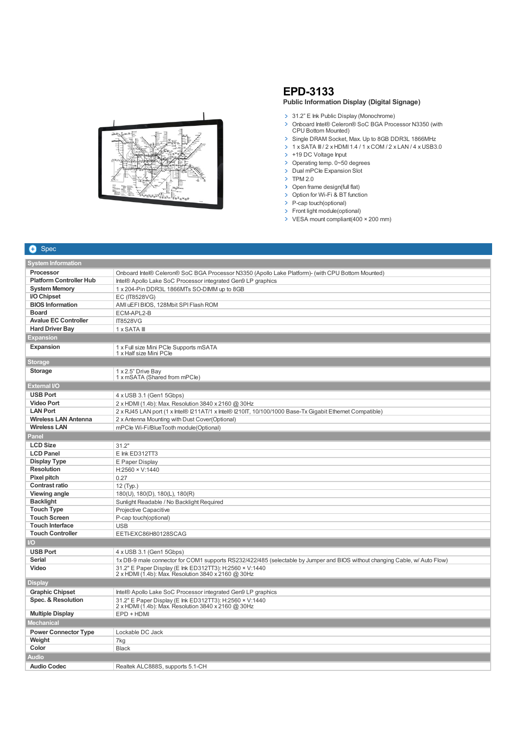# EPD-3133

## Public Information Display (Digital Signage)

- 31.2" E Ink Public Display (Monochrome)
- Onboard Intel® Celeron® SoC BGA Processor N3350 (with CPU Bottom Mounted)
- Single DRAM Socket, Max. Up to 8GB DDR3L 1866MHz
- 1 x SATA Ⅲ / 2 x HDMI 1.4 / 1 x COM / 2 x LAN / 4 x USB3.0
- +19 DC Voltage Input
- Operating temp. 0~50 degrees
- Dual mPCIe Expansion Slot
- TPM 2.0
- Open frame design(full flat)
- Option for Wi-Fi & BT function
- P-cap touch(optional)
- Front light module(optional)
- VESA mount compliant(400 × 200 mm)

## Spec

| | |
|---|---|
| **System Information** | |
| **Processor** | Onboard Intel® Celeron® SoC BGA Processor N3350 (Apollo Lake Platform)- (with CPU Bottom Mounted) |
| **Platform Controller Hub** | Intel® Apollo Lake SoC Processor integrated Gen9 LP graphics |
| **System Memory** | 1 x 204-Pin DDR3L 1866MTs SO-DIMM up to 8GB |
| **I/O Chipset** | EC (IT8528VG) |
| **BIOS Information** | AMI uEFI BIOS, 128Mbit SPI Flash ROM |
| **Board** | ECM-APL2-B |
| **Avalue EC Controller** | IT8528VG |
| **Hard Driver Bay** | 1 x SATA Ⅲ |
| **Expansion** | |
| **Expansion** | 1 x Full size Mini PCIe Supports mSATA<br>1 x Half size Mini PCIe |
| **Storage** | |
| **Storage** | 1 x 2.5" Drive Bay<br>1 x mSATA (Shared from mPCIe) |
| **External I/O** | |
| **USB Port** | 4 x USB 3.1 (Gen1 5Gbps) |
| **Video Port** | 2 x HDMI (1.4b): Max. Resolution 3840 x 2160 @ 30Hz |
| **LAN Port** | 2 x RJ45 LAN port (1 x Intel® I211AT/1 x Intel® I210IT, 10/100/1000 Base-Tx Gigabit Ethernet Compatible) |
| **Wireless LAN Antenna** | 2 x Antenna Mounting with Dust Cover(Optional) |
| **Wireless LAN** | mPCIe Wi-Fi/BlueTooth module(Optional) |
| **Panel** | |
| **LCD Size** | 31.2" |
| **LCD Panel** | E Ink ED312TT3 |
| **Display Type** | E Paper Display |
| **Resolution** | H:2560 × V:1440 |
| **Pixel pitch** | 0.27 |
| **Contrast ratio** | 12 (Typ.) |
| **Viewing angle** | 180(U), 180(D), 180(L), 180(R) |
| **Backlight** | Sunlight Readable / No Backlight Required |
| **Touch Type** | Projective Capacitive |
| **Touch Screen** | P-cap touch(optional) |
| **Touch Interface** | USB |
| **Touch Controller** | EETI-EXC86H80128SCAG |
| **I/O** | |
| **USB Port** | 4 x USB 3.1 (Gen1 5Gbps) |
| **Serial** | 1x DB-9 male connector for COM1 supports RS232/422/485 (selectable by Jumper and BIOS without changing Cable, w/ Auto Flow) |
| **Video** | 31.2" E Paper Display (E Ink ED312TT3): H:2560 × V:1440<br>2 x HDMI (1.4b): Max. Resolution 3840 x 2160 @ 30Hz |
| **Display** | |
| **Graphic Chipset** | Intel® Apollo Lake SoC Processor integrated Gen9 LP graphics |
| **Spec. & Resolution** | 31.2" E Paper Display (E Ink ED312TT3): H:2560 × V:1440<br>2 x HDMI (1.4b): Max. Resolution 3840 x 2160 @ 30Hz |
| **Multiple Display** | EPD + HDMI |
| **Mechanical** | |
| **Power Connector Type** | Lockable DC Jack |
| **Weight** | 7kg |
| **Color** | Black |
| **Audio** | |
| **Audio Codec** | Realtek ALC888S, supports 5.1-CH |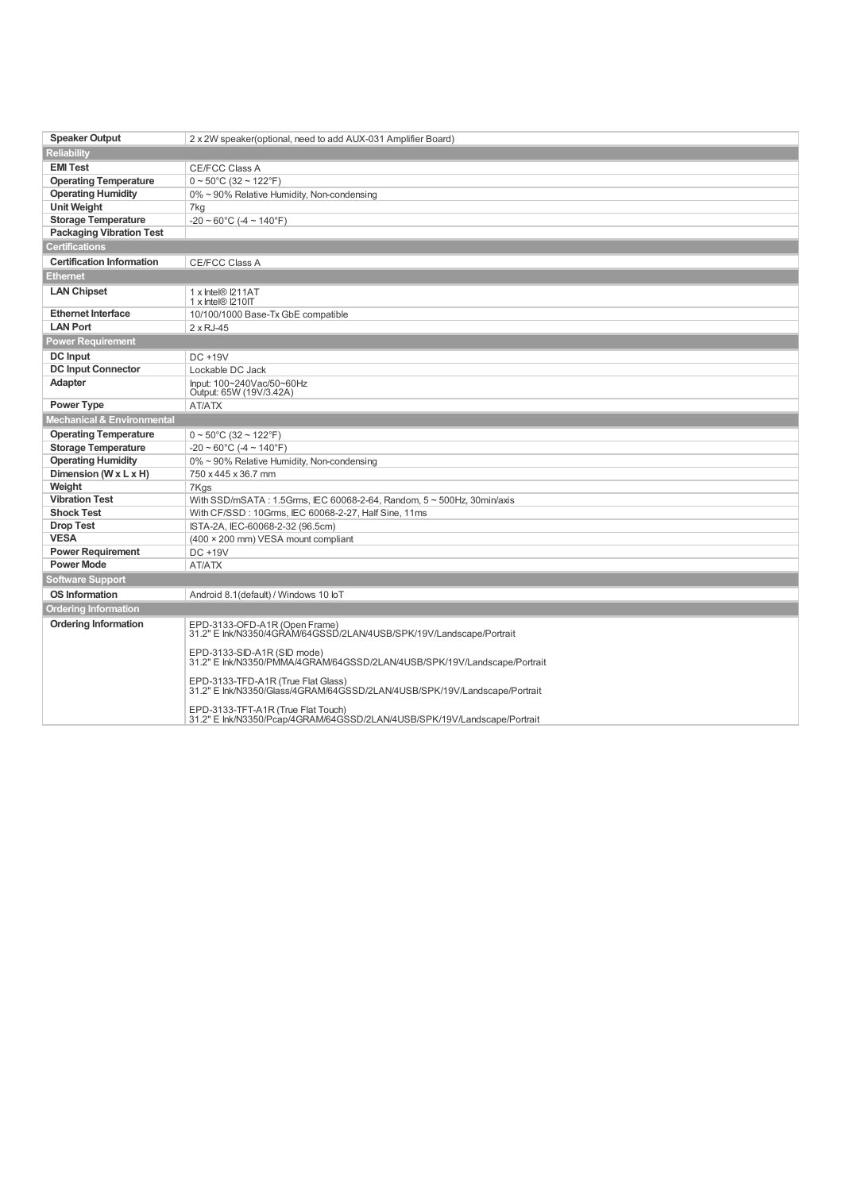| | |
|---|---|
| **Speaker Output** | 2 x 2W speaker(optional, need to add AUX-031 Amplifier Board) |
| **Reliability** | |
| **EMI Test** | CE/FCC Class A |
| **Operating Temperature** | 0 ~ 50°C (32 ~ 122°F) |
| **Operating Humidity** | 0% ~ 90% Relative Humidity, Non-condensing |
| **Unit Weight** | 7kg |
| **Storage Temperature** | -20 ~ 60°C (-4 ~ 140°F) |
| **Packaging Vibration Test** | |
| **Certifications** | |
| **Certification Information** | CE/FCC Class A |
| **Ethernet** | |
| **LAN Chipset** | 1 x Intel® I211AT<br>1 x Intel® I210IT |
| **Ethernet Interface** | 10/100/1000 Base-Tx GbE compatible |
| **LAN Port** | 2 x RJ-45 |
| **Power Requirement** | |
| **DC Input** | DC +19V |
| **DC Input Connector** | Lockable DC Jack |
| **Adapter** | Input: 100~240Vac/50~60Hz<br>Output: 65W (19V/3.42A) |
| **Power Type** | AT/ATX |
| **Mechanical & Environmental** | |
| **Operating Temperature** | 0 ~ 50°C (32 ~ 122°F) |
| **Storage Temperature** | -20 ~ 60°C (-4 ~ 140°F) |
| **Operating Humidity** | 0% ~ 90% Relative Humidity, Non-condensing |
| **Dimension (W x L x H)** | 750 x 445 x 36.7 mm |
| **Weight** | 7Kgs |
| **Vibration Test** | With SSD/mSATA : 1.5Grms, IEC 60068-2-64, Random, 5 ~ 500Hz, 30min/axis |
| **Shock Test** | With CF/SSD : 10Grms, IEC 60068-2-27, Half Sine, 11ms |
| **Drop Test** | ISTA-2A, IEC-60068-2-32 (96.5cm) |
| **VESA** | (400 × 200 mm) VESA mount compliant |
| **Power Requirement** | DC +19V |
| **Power Mode** | AT/ATX |
| **Software Support** | |
| **OS Information** | Android 8.1(default) / Windows 10 IoT |
| **Ordering Information** | |
| **Ordering Information** | EPD-3133-OFD-A1R (Open Frame)<br>31.2" E Ink/N3350/4GRAM/64GSSD/2LAN/4USB/SPK/19V/Landscape/Portrait<br><br>EPD-3133-SID-A1R (SID mode)<br>31.2" E Ink/N3350/PMMA/4GRAM/64GSSD/2LAN/4USB/SPK/19V/Landscape/Portrait<br><br>EPD-3133-TFD-A1R (True Flat Glass)<br>31.2" E Ink/N3350/Glass/4GRAM/64GSSD/2LAN/4USB/SPK/19V/Landscape/Portrait<br><br>EPD-3133-TFT-A1R (True Flat Touch)<br>31.2" E Ink/N3350/Pcap/4GRAM/64GSSD/2LAN/4USB/SPK/19V/Landscape/Portrait |